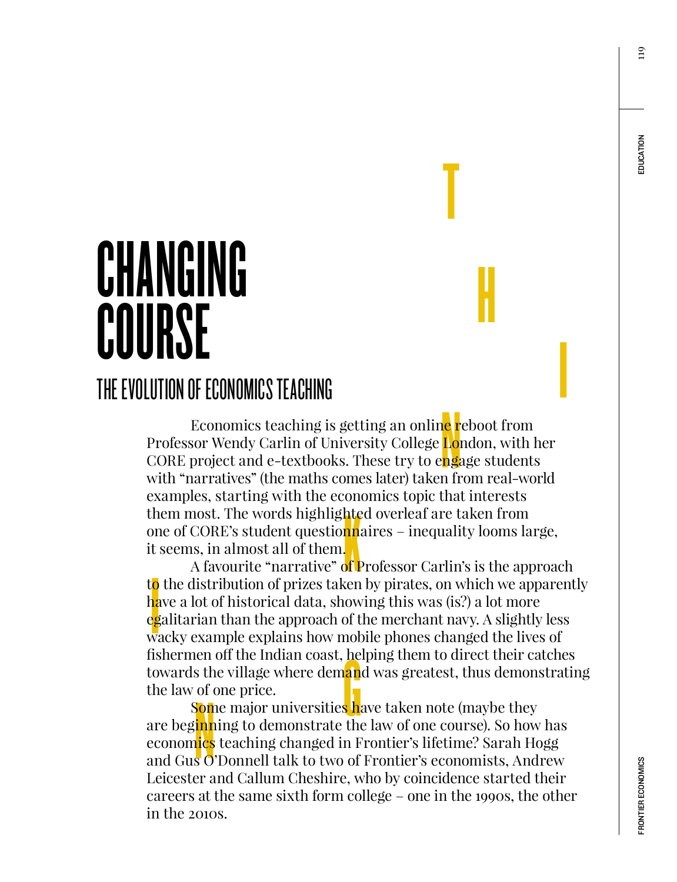# CHANGING COURSE

## THE EVOLUTION OF ECONOMICS TEACHING

Economics teaching is getting an online reboot from Professor Wendy Carlin of University College London, with her CORE project and e-textbooks. These try to engage students with "narratives" (the maths comes later) taken from real-world examples, starting with the economics topic that interests them most. The words highlighted overleaf are taken from one of CORE's student questionnaires – inequality looms large, it seems, in almost all of them.

A favourite "narrative" of Professor Carlin's is the approach to the distribution of prizes taken by pirates, on which we apparently have a lot of historical data, showing this was (is?) a lot more egalitarian than the approach of the merchant navy. A slightly less wacky example explains how mobile phones changed the lives of fishermen off the Indian coast, helping them to direct their catches towards the village where demand was greatest, thus demonstrating the law of one price.

Some major universities have taken note (maybe they are beginning to demonstrate the law of one course). So how has economics teaching changed in Frontier's lifetime? Sarah Hogg and Gus O'Donnell talk to two of Frontier's economists, Andrew Leicester and Callum Cheshire, who by coincidence started their careers at the same sixth form college – one in the 1990s, the other in the 2010s.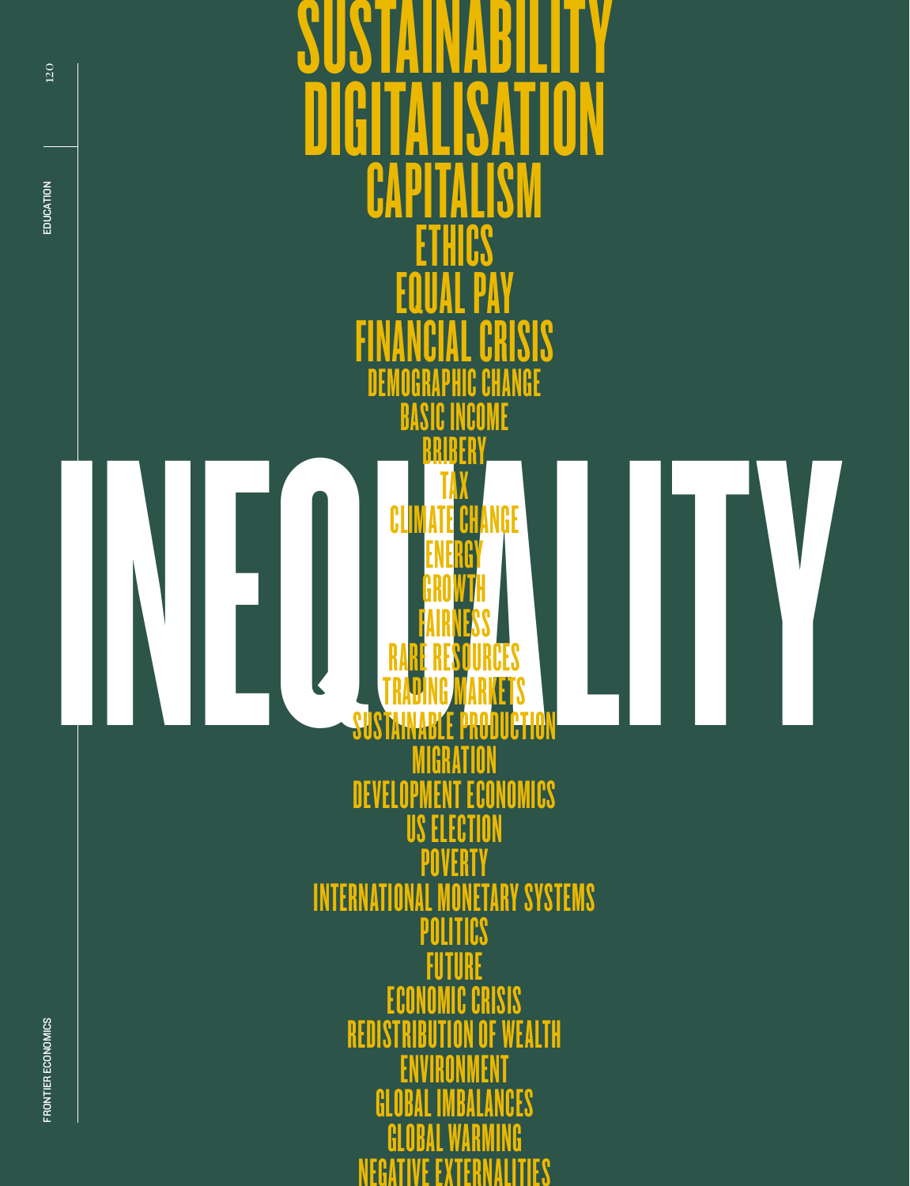# INEQUALITY

SUSTAINABILITY
DIGITALISATION
CAPITALISM
ETHICS
EQUAL PAY
FINANCIAL CRISIS
DEMOGRAPHIC CHANGE
BASIC INCOME
BRIBERY
TAX
CLIMATE CHANGE
ENERGY
GROWTH
FAIRNESS
RARE RESOURCES
TRADING MARKETS
SUSTAINABLE PRODUCTION
MIGRATION
DEVELOPMENT ECONOMICS
US ELECTION
POVERTY
INTERNATIONAL MONETARY SYSTEMS
POLITICS
FUTURE
ECONOMIC CRISIS
REDISTRIBUTION OF WEALTH
ENVIRONMENT
GLOBAL IMBALANCES
GLOBAL WARMING
NEGATIVE EXTERNALITIES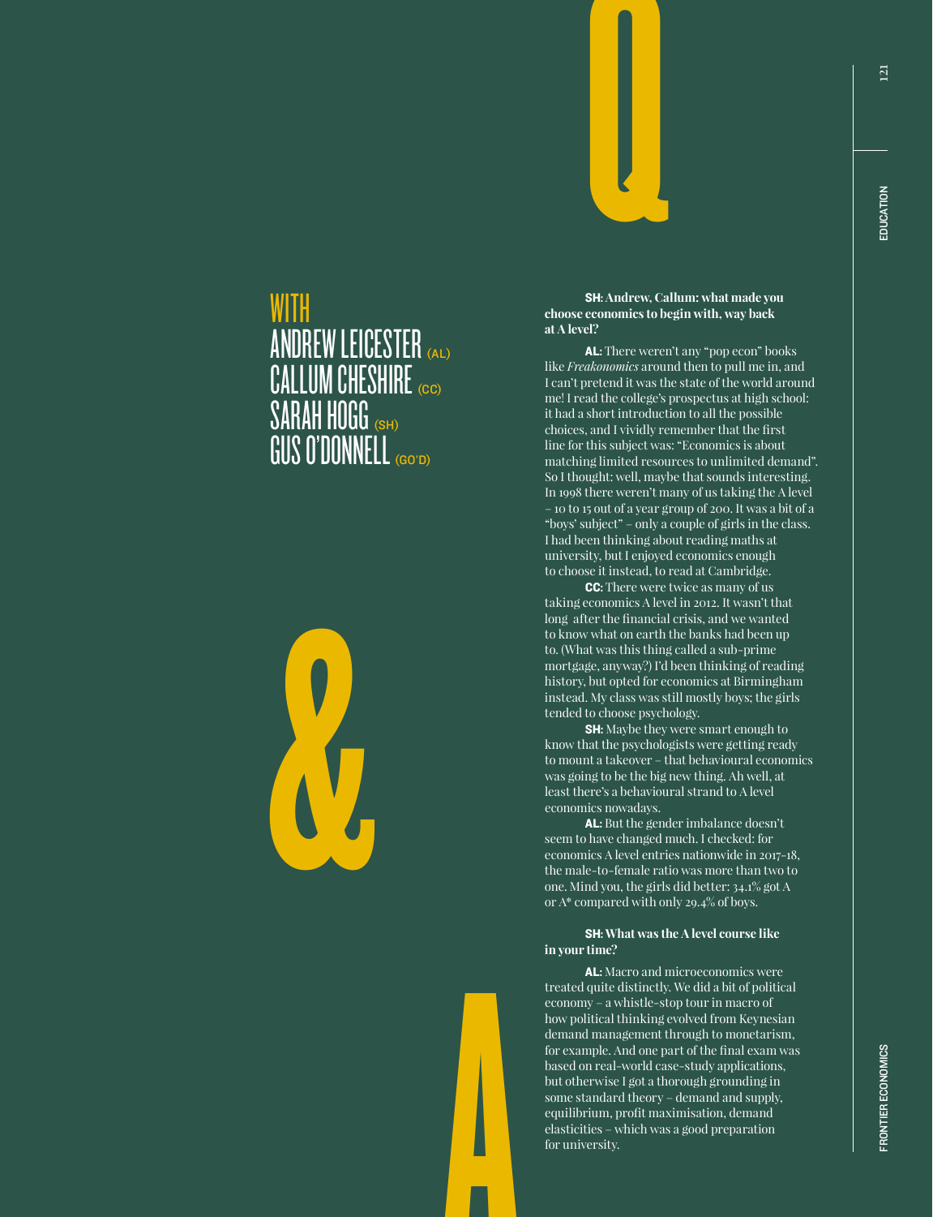# Q & A

WITH
ANDREW LEICESTER (AL)
CALLUM CHESHIRE (CC)
SARAH HOGG (SH)
GUS O'DONNELL (GO'D)

**SH: Andrew, Callum: what made you choose economics to begin with, way back at A level?**

**AL:** There weren't any "pop econ" books like *Freakonomics* around then to pull me in, and I can't pretend it was the state of the world around me! I read the college's prospectus at high school: it had a short introduction to all the possible choices, and I vividly remember that the first line for this subject was: "Economics is about matching limited resources to unlimited demand". So I thought: well, maybe that sounds interesting. In 1998 there weren't many of us taking the A level – 10 to 15 out of a year group of 200. It was a bit of a "boys' subject" – only a couple of girls in the class. I had been thinking about reading maths at university, but I enjoyed economics enough to choose it instead, to read at Cambridge.

**CC:** There were twice as many of us taking economics A level in 2012. It wasn't that long after the financial crisis, and we wanted to know what on earth the banks had been up to. (What was this thing called a sub-prime mortgage, anyway?) I'd been thinking of reading history, but opted for economics at Birmingham instead. My class was still mostly boys; the girls tended to choose psychology.

**SH:** Maybe they were smart enough to know that the psychologists were getting ready to mount a takeover – that behavioural economics was going to be the big new thing. Ah well, at least there's a behavioural strand to A level economics nowadays.

**AL:** But the gender imbalance doesn't seem to have changed much. I checked: for economics A level entries nationwide in 2017-18, the male-to-female ratio was more than two to one. Mind you, the girls did better: 34.1% got A or A* compared with only 29.4% of boys.

**SH: What was the A level course like in your time?**

**AL:** Macro and microeconomics were treated quite distinctly. We did a bit of political economy – a whistle-stop tour in macro of how political thinking evolved from Keynesian demand management through to monetarism, for example. And one part of the final exam was based on real-world case-study applications, but otherwise I got a thorough grounding in some standard theory – demand and supply, equilibrium, profit maximisation, demand elasticities – which was a good preparation for university.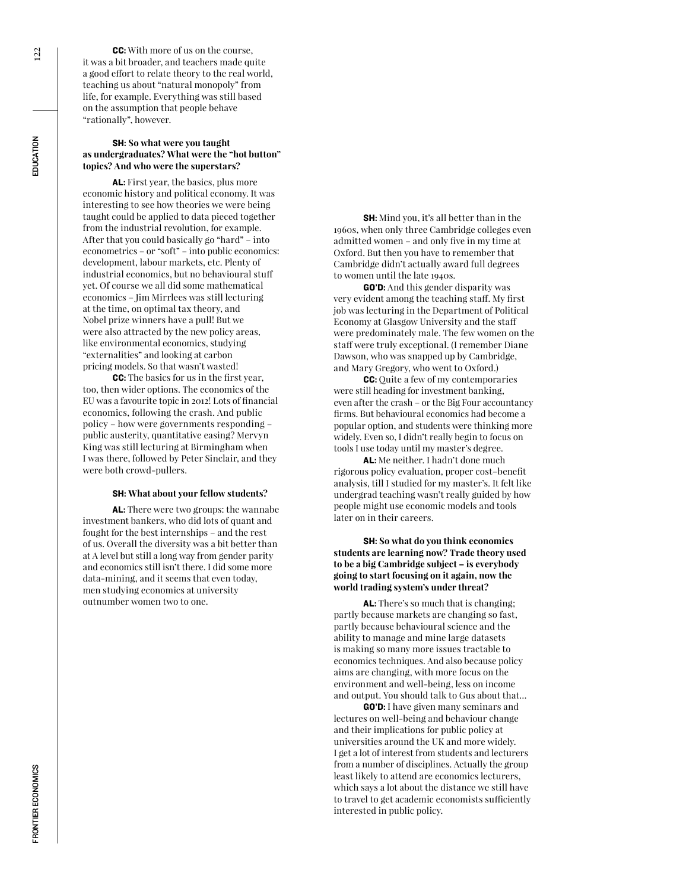**CC:** With more of us on the course, it was a bit broader, and teachers made quite a good effort to relate theory to the real world, teaching us about "natural monopoly" from life, for example. Everything was still based on the assumption that people behave "rationally", however.

**SH: So what were you taught as undergraduates? What were the "hot button" topics? And who were the superstars?**

**AL:** First year, the basics, plus more economic history and political economy. It was interesting to see how theories we were being taught could be applied to data pieced together from the industrial revolution, for example. After that you could basically go "hard" – into econometrics – or "soft" – into public economics: development, labour markets, etc. Plenty of industrial economics, but no behavioural stuff yet. Of course we all did some mathematical economics – Jim Mirrlees was still lecturing at the time, on optimal tax theory, and Nobel prize winners have a pull! But we were also attracted by the new policy areas, like environmental economics, studying "externalities" and looking at carbon pricing models. So that wasn't wasted!

**CC:** The basics for us in the first year, too, then wider options. The economics of the EU was a favourite topic in 2012! Lots of financial economics, following the crash. And public policy – how were governments responding – public austerity, quantitative easing? Mervyn King was still lecturing at Birmingham when I was there, followed by Peter Sinclair, and they were both crowd-pullers.

**SH: What about your fellow students?**

**AL:** There were two groups: the wannabe investment bankers, who did lots of quant and fought for the best internships – and the rest of us. Overall the diversity was a bit better than at A level but still a long way from gender parity and economics still isn't there. I did some more data-mining, and it seems that even today, men studying economics at university outnumber women two to one.

**SH:** Mind you, it's all better than in the 1960s, when only three Cambridge colleges even admitted women – and only five in my time at Oxford. But then you have to remember that Cambridge didn't actually award full degrees to women until the late 1940s.

**GO'D:** And this gender disparity was very evident among the teaching staff. My first job was lecturing in the Department of Political Economy at Glasgow University and the staff were predominately male. The few women on the staff were truly exceptional. (I remember Diane Dawson, who was snapped up by Cambridge, and Mary Gregory, who went to Oxford.)

**CC:** Quite a few of my contemporaries were still heading for investment banking, even after the crash – or the Big Four accountancy firms. But behavioural economics had become a popular option, and students were thinking more widely. Even so, I didn't really begin to focus on tools I use today until my master's degree.

**AL:** Me neither. I hadn't done much rigorous policy evaluation, proper cost–benefit analysis, till I studied for my master's. It felt like undergrad teaching wasn't really guided by how people might use economic models and tools later on in their careers.

**SH: So what do you think economics students are learning now? Trade theory used to be a big Cambridge subject – is everybody going to start focusing on it again, now the world trading system's under threat?**

**AL:** There's so much that is changing; partly because markets are changing so fast, partly because behavioural science and the ability to manage and mine large datasets is making so many more issues tractable to economics techniques. And also because policy aims are changing, with more focus on the environment and well-being, less on income and output. You should talk to Gus about that…

**GO'D:** I have given many seminars and lectures on well-being and behaviour change and their implications for public policy at universities around the UK and more widely. I get a lot of interest from students and lecturers from a number of disciplines. Actually the group least likely to attend are economics lecturers, which says a lot about the distance we still have to travel to get academic economists sufficiently interested in public policy.